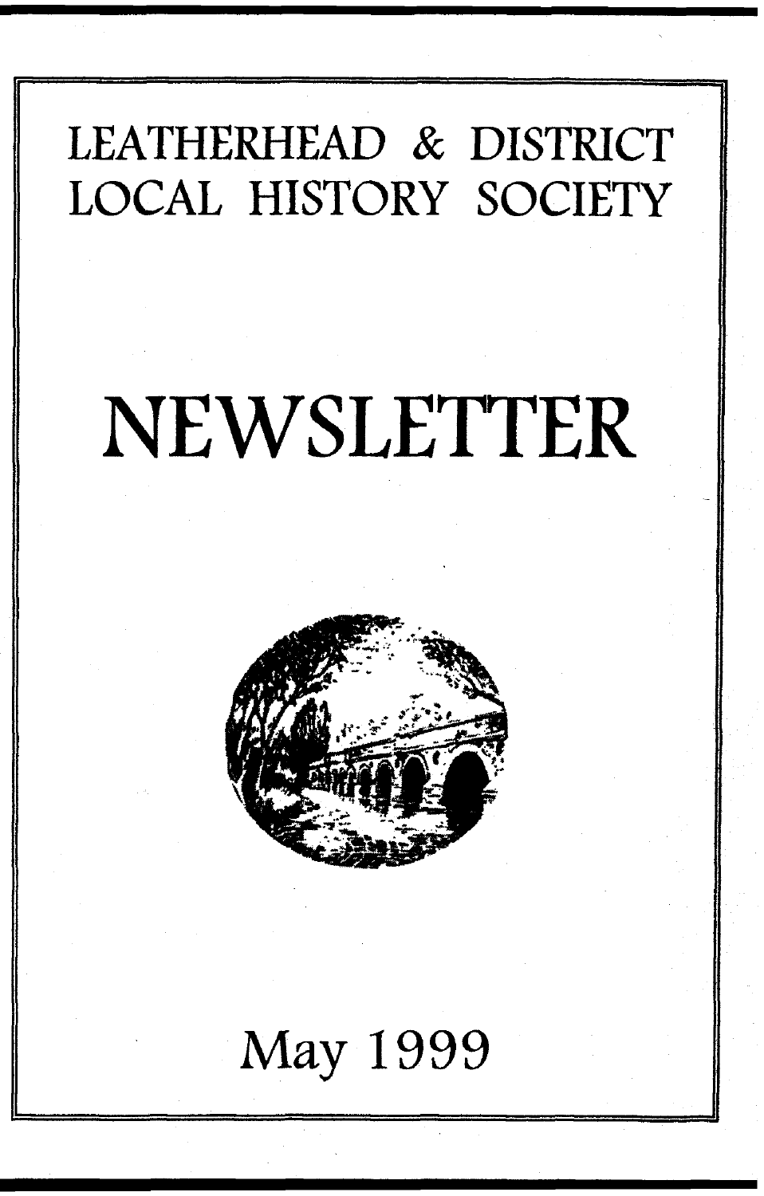# LEATHERHEAD & DISTRICT LOCAL HISTORY SOCIETY

# NEWSLETTER

May 1999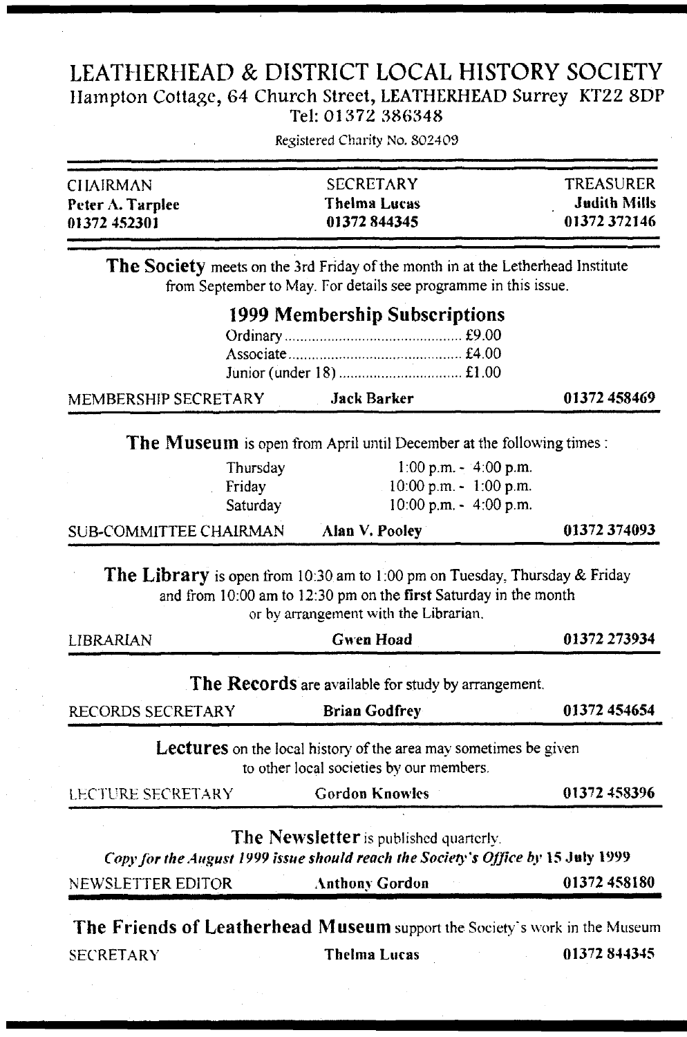# LEATHERHEAD & DISTRICT LOCAL HISTORY SOCIETY

Hampton Cottage, 64 Church Street, LEATHERHEAD Surrey KT22 8DP
Tel: 01372 386348

Registered Charity No. 802409

| CHAIRMAN | SECRETARY | TREASURER |
|---|---|---|
| **Peter A. Tarplee** | **Thelma Lucas** | **Judith Mills** |
| **01372 452301** | **01372 844345** | **01372 372146** |

**The Society** meets on the 3rd Friday of the month in at the Letherhead Institute from September to May. For details see programme in this issue.

## 1999 Membership Subscriptions

| | |
|---|---|
| Ordinary | £9.00 |
| Associate | £4.00 |
| Junior (under 18) | £1.00 |

MEMBERSHIP SECRETARY **Jack Barker** **01372 458469**

**The Museum** is open from April until December at the following times :

| | |
|---|---|
| Thursday | 1:00 p.m. - 4:00 p.m. |
| Friday | 10:00 p.m. - 1:00 p.m. |
| Saturday | 10:00 p.m. - 4:00 p.m. |

SUB-COMMITTEE CHAIRMAN **Alan V. Pooley** **01372 374093**

**The Library** is open from 10:30 am to 1:00 pm on Tuesday, Thursday & Friday and from 10:00 am to 12:30 pm on the **first** Saturday in the month or by arrangement with the Librarian.

LIBRARIAN **Gwen Hoad** **01372 273934**

**The Records** are available for study by arrangement.

RECORDS SECRETARY **Brian Godfrey** **01372 454654**

**Lectures** on the local history of the area may sometimes be given to other local societies by our members.

LECTURE SECRETARY **Gordon Knowles** **01372 458396**

**The Newsletter** is published quarterly.

*Copy for the August 1999 issue should reach the Society's Office by* **15 July 1999**

NEWSLETTER EDITOR **Anthony Gordon** **01372 458180**

**The Friends of Leatherhead Museum** support the Society's work in the Museum

SECRETARY **Thelma Lucas** **01372 844345**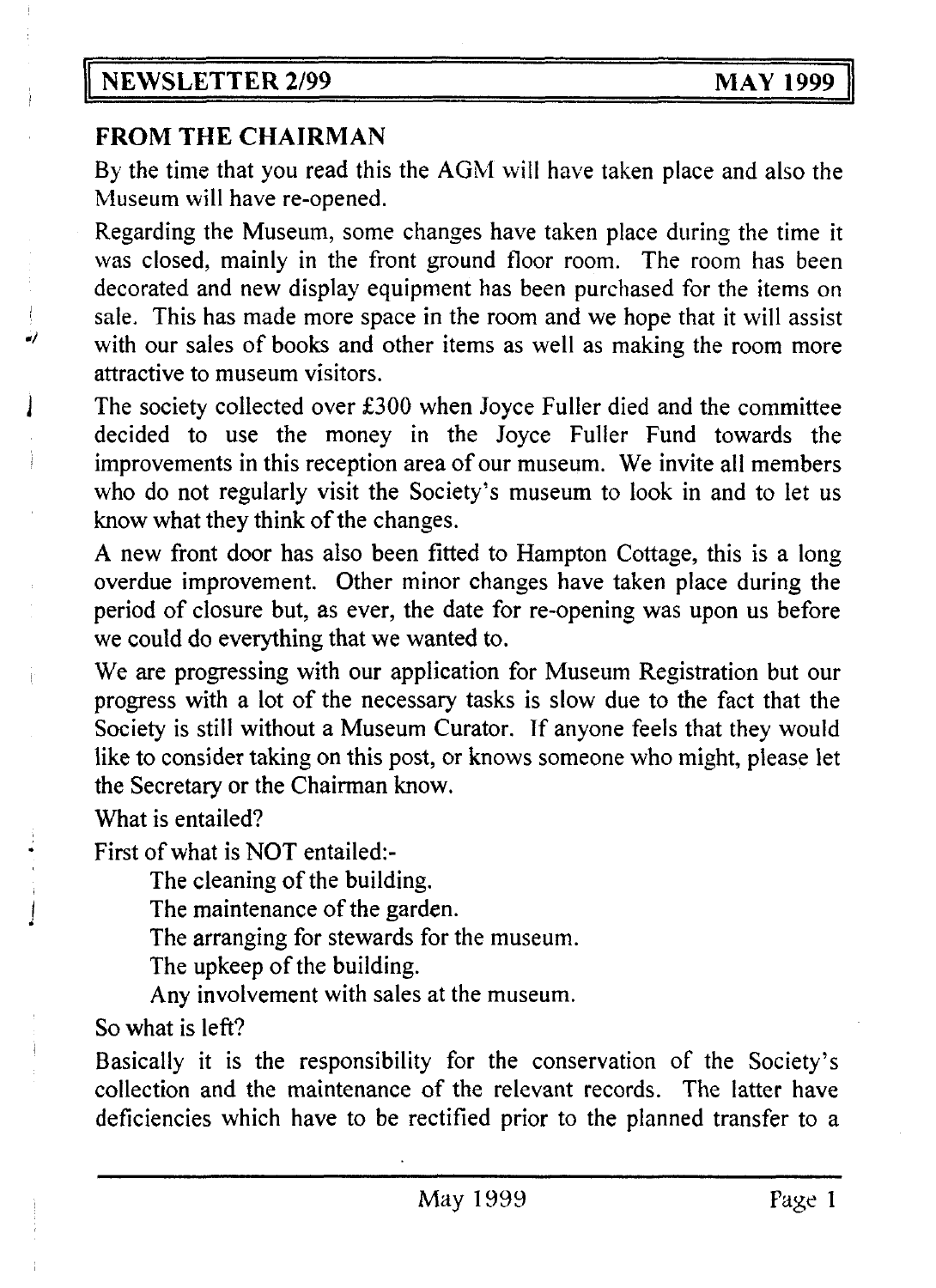## NEWSLETTER 2/99 — MAY 1999

## FROM THE CHAIRMAN

By the time that you read this the AGM will have taken place and also the Museum will have re-opened.

Regarding the Museum, some changes have taken place during the time it was closed, mainly in the front ground floor room. The room has been decorated and new display equipment has been purchased for the items on sale. This has made more space in the room and we hope that it will assist with our sales of books and other items as well as making the room more attractive to museum visitors.

The society collected over £300 when Joyce Fuller died and the committee decided to use the money in the Joyce Fuller Fund towards the improvements in this reception area of our museum. We invite all members who do not regularly visit the Society's museum to look in and to let us know what they think of the changes.

A new front door has also been fitted to Hampton Cottage, this is a long overdue improvement. Other minor changes have taken place during the period of closure but, as ever, the date for re-opening was upon us before we could do everything that we wanted to.

We are progressing with our application for Museum Registration but our progress with a lot of the necessary tasks is slow due to the fact that the Society is still without a Museum Curator. If anyone feels that they would like to consider taking on this post, or knows someone who might, please let the Secretary or the Chairman know.

What is entailed?

First of what is NOT entailed:-

- The cleaning of the building.
- The maintenance of the garden.
- The arranging for stewards for the museum.
- The upkeep of the building.
- Any involvement with sales at the museum.

So what is left?

Basically it is the responsibility for the conservation of the Society's collection and the maintenance of the relevant records. The latter have deficiencies which have to be rectified prior to the planned transfer to a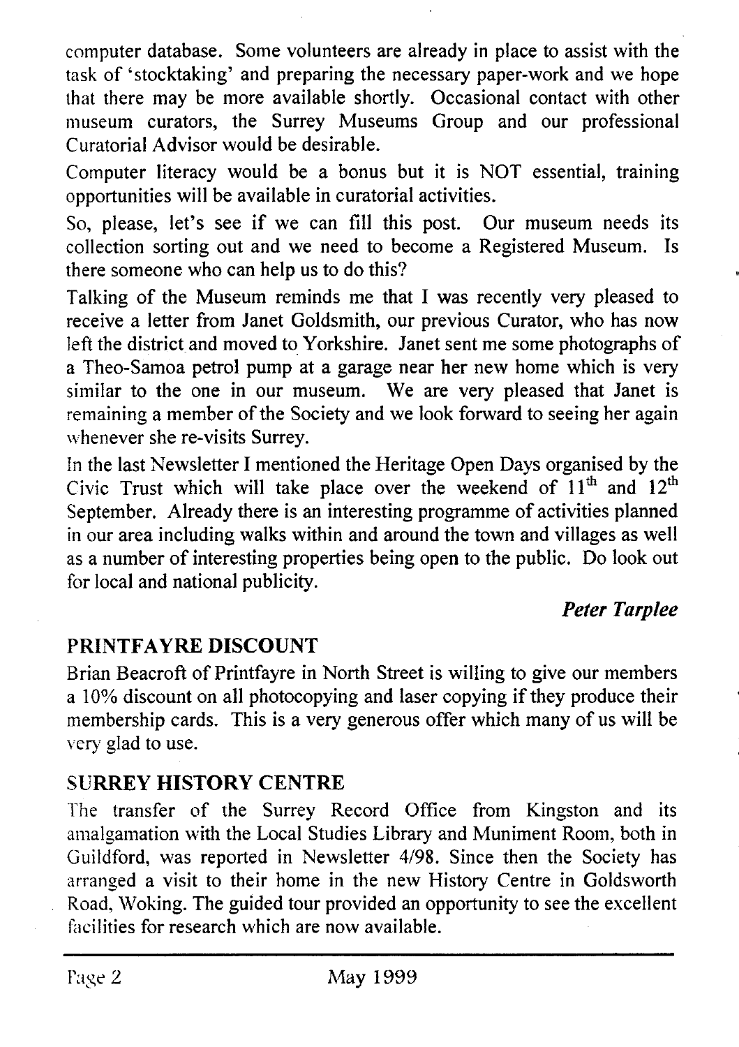computer database. Some volunteers are already in place to assist with the task of 'stocktaking' and preparing the necessary paper-work and we hope that there may be more available shortly. Occasional contact with other museum curators, the Surrey Museums Group and our professional Curatorial Advisor would be desirable.

Computer literacy would be a bonus but it is NOT essential, training opportunities will be available in curatorial activities.

So, please, let's see if we can fill this post. Our museum needs its collection sorting out and we need to become a Registered Museum. Is there someone who can help us to do this?

Talking of the Museum reminds me that I was recently very pleased to receive a letter from Janet Goldsmith, our previous Curator, who has now left the district and moved to Yorkshire. Janet sent me some photographs of a Theo-Samoa petrol pump at a garage near her new home which is very similar to the one in our museum. We are very pleased that Janet is remaining a member of the Society and we look forward to seeing her again whenever she re-visits Surrey.

In the last Newsletter I mentioned the Heritage Open Days organised by the Civic Trust which will take place over the weekend of 11th and 12th September. Already there is an interesting programme of activities planned in our area including walks within and around the town and villages as well as a number of interesting properties being open to the public. Do look out for local and national publicity.

***Peter Tarplee***

## PRINTFAYRE DISCOUNT

Brian Beacroft of Printfayre in North Street is willing to give our members a 10% discount on all photocopying and laser copying if they produce their membership cards. This is a very generous offer which many of us will be very glad to use.

## SURREY HISTORY CENTRE

The transfer of the Surrey Record Office from Kingston and its amalgamation with the Local Studies Library and Muniment Room, both in Guildford, was reported in Newsletter 4/98. Since then the Society has arranged a visit to their home in the new History Centre in Goldsworth Road, Woking. The guided tour provided an opportunity to see the excellent facilities for research which are now available.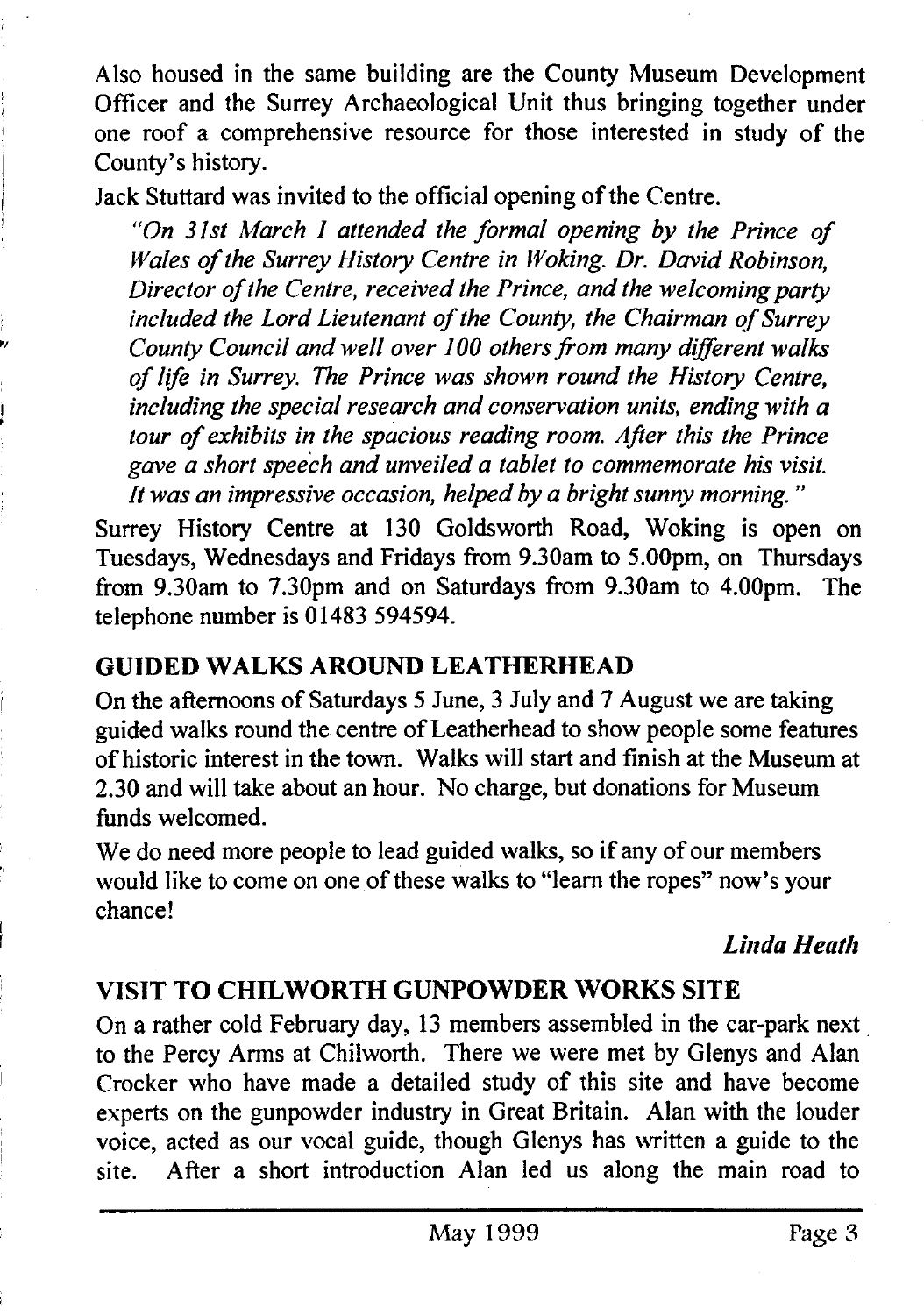Also housed in the same building are the County Museum Development Officer and the Surrey Archaeological Unit thus bringing together under one roof a comprehensive resource for those interested in study of the County's history.

Jack Stuttard was invited to the official opening of the Centre.

> *"On 31st March I attended the formal opening by the Prince of Wales of the Surrey History Centre in Woking. Dr. David Robinson, Director of the Centre, received the Prince, and the welcoming party included the Lord Lieutenant of the County, the Chairman of Surrey County Council and well over 100 others from many different walks of life in Surrey. The Prince was shown round the History Centre, including the special research and conservation units, ending with a tour of exhibits in the spacious reading room. After this the Prince gave a short speech and unveiled a tablet to commemorate his visit. It was an impressive occasion, helped by a bright sunny morning."*

Surrey History Centre at 130 Goldsworth Road, Woking is open on Tuesdays, Wednesdays and Fridays from 9.30am to 5.00pm, on Thursdays from 9.30am to 7.30pm and on Saturdays from 9.30am to 4.00pm. The telephone number is 01483 594594.

## GUIDED WALKS AROUND LEATHERHEAD

On the afternoons of Saturdays 5 June, 3 July and 7 August we are taking guided walks round the centre of Leatherhead to show people some features of historic interest in the town. Walks will start and finish at the Museum at 2.30 and will take about an hour. No charge, but donations for Museum funds welcomed.

We do need more people to lead guided walks, so if any of our members would like to come on one of these walks to "learn the ropes" now's your chance!

***Linda Heath***

## VISIT TO CHILWORTH GUNPOWDER WORKS SITE

On a rather cold February day, 13 members assembled in the car-park next to the Percy Arms at Chilworth. There we were met by Glenys and Alan Crocker who have made a detailed study of this site and have become experts on the gunpowder industry in Great Britain. Alan with the louder voice, acted as our vocal guide, though Glenys has written a guide to the site. After a short introduction Alan led us along the main road to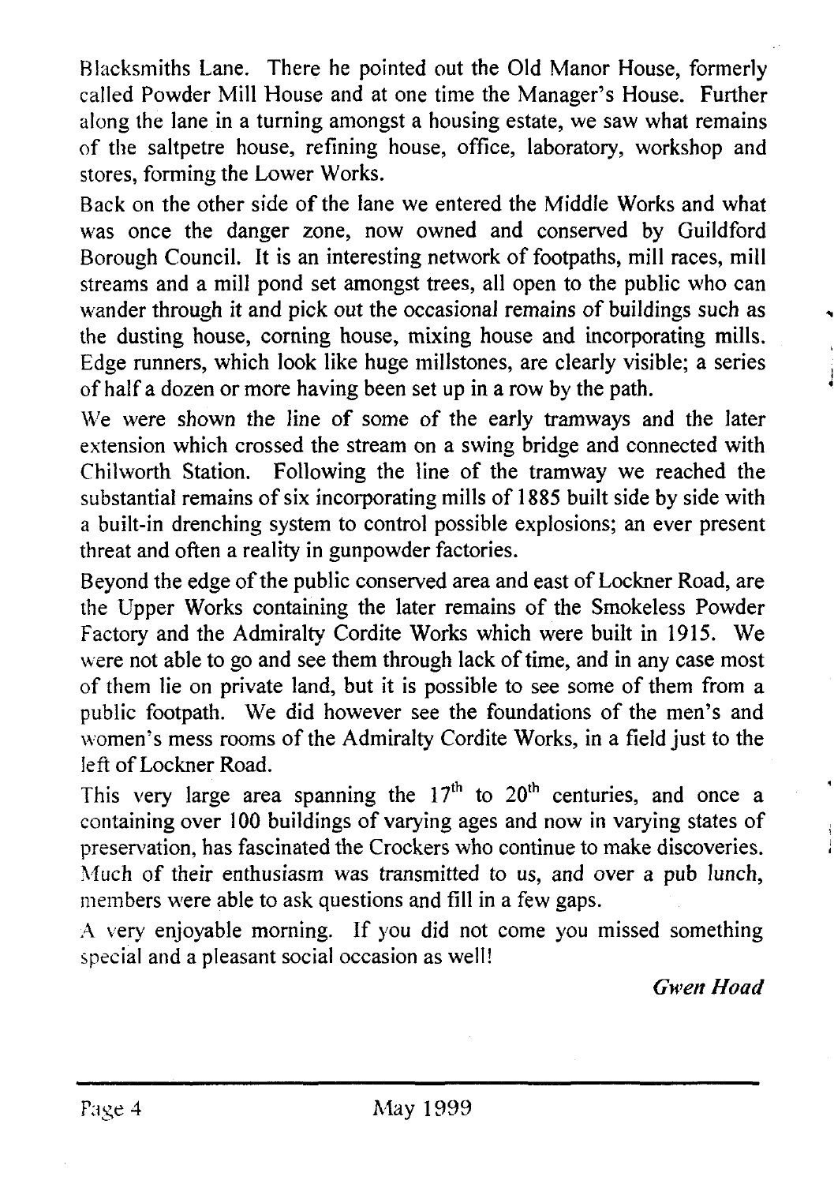Blacksmiths Lane. There he pointed out the Old Manor House, formerly called Powder Mill House and at one time the Manager's House. Further along the lane in a turning amongst a housing estate, we saw what remains of the saltpetre house, refining house, office, laboratory, workshop and stores, forming the Lower Works.

Back on the other side of the lane we entered the Middle Works and what was once the danger zone, now owned and conserved by Guildford Borough Council. It is an interesting network of footpaths, mill races, mill streams and a mill pond set amongst trees, all open to the public who can wander through it and pick out the occasional remains of buildings such as the dusting house, corning house, mixing house and incorporating mills. Edge runners, which look like huge millstones, are clearly visible; a series of half a dozen or more having been set up in a row by the path.

We were shown the line of some of the early tramways and the later extension which crossed the stream on a swing bridge and connected with Chilworth Station. Following the line of the tramway we reached the substantial remains of six incorporating mills of 1885 built side by side with a built-in drenching system to control possible explosions; an ever present threat and often a reality in gunpowder factories.

Beyond the edge of the public conserved area and east of Lockner Road, are the Upper Works containing the later remains of the Smokeless Powder Factory and the Admiralty Cordite Works which were built in 1915. We were not able to go and see them through lack of time, and in any case most of them lie on private land, but it is possible to see some of them from a public footpath. We did however see the foundations of the men's and women's mess rooms of the Admiralty Cordite Works, in a field just to the left of Lockner Road.

This very large area spanning the 17th to 20th centuries, and once a containing over 100 buildings of varying ages and now in varying states of preservation, has fascinated the Crockers who continue to make discoveries. Much of their enthusiasm was transmitted to us, and over a pub lunch, members were able to ask questions and fill in a few gaps.

A very enjoyable morning. If you did not come you missed something special and a pleasant social occasion as well!

***Gwen Hoad***

May 1999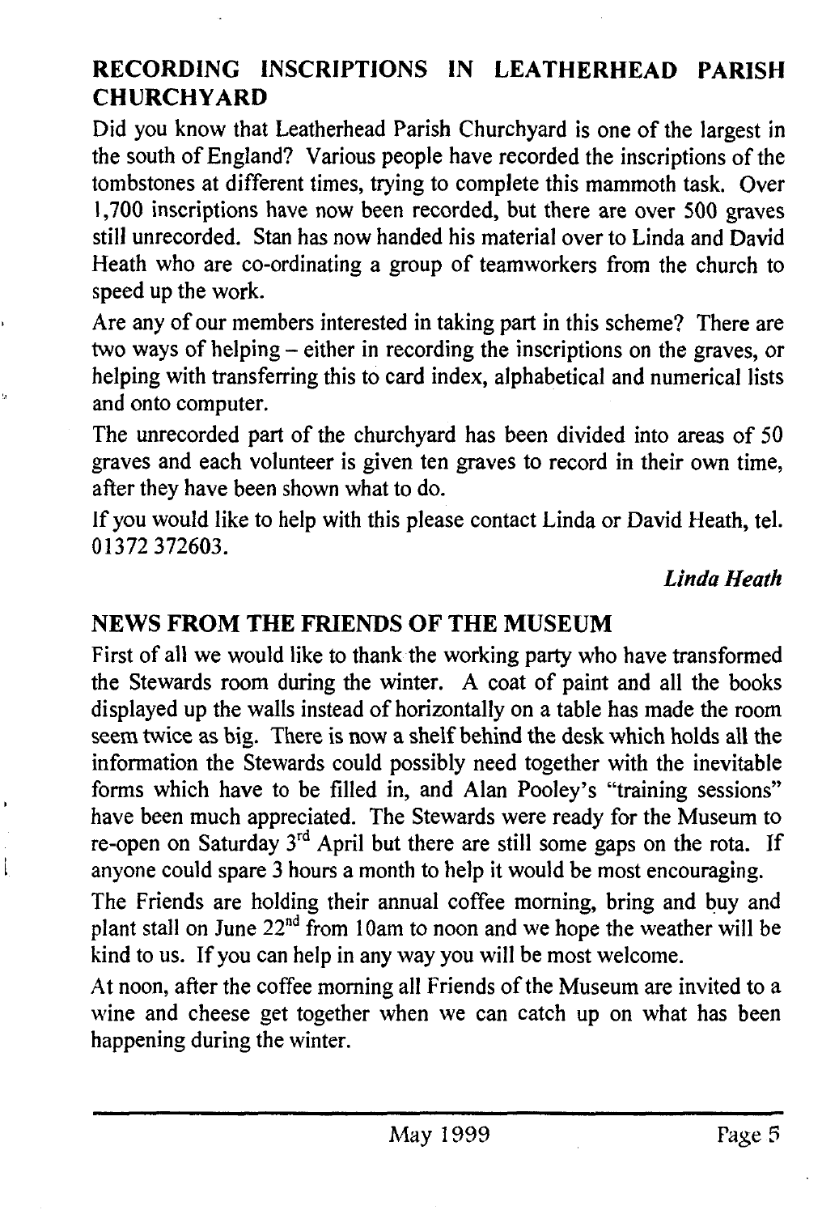## RECORDING INSCRIPTIONS IN LEATHERHEAD PARISH CHURCHYARD

Did you know that Leatherhead Parish Churchyard is one of the largest in the south of England? Various people have recorded the inscriptions of the tombstones at different times, trying to complete this mammoth task. Over 1,700 inscriptions have now been recorded, but there are over 500 graves still unrecorded. Stan has now handed his material over to Linda and David Heath who are co-ordinating a group of teamworkers from the church to speed up the work.

Are any of our members interested in taking part in this scheme? There are two ways of helping – either in recording the inscriptions on the graves, or helping with transferring this to card index, alphabetical and numerical lists and onto computer.

The unrecorded part of the churchyard has been divided into areas of 50 graves and each volunteer is given ten graves to record in their own time, after they have been shown what to do.

If you would like to help with this please contact Linda or David Heath, tel. 01372 372603.

*Linda Heath*

## NEWS FROM THE FRIENDS OF THE MUSEUM

First of all we would like to thank the working party who have transformed the Stewards room during the winter. A coat of paint and all the books displayed up the walls instead of horizontally on a table has made the room seem twice as big. There is now a shelf behind the desk which holds all the information the Stewards could possibly need together with the inevitable forms which have to be filled in, and Alan Pooley's "training sessions" have been much appreciated. The Stewards were ready for the Museum to re-open on Saturday 3rd April but there are still some gaps on the rota. If anyone could spare 3 hours a month to help it would be most encouraging.

The Friends are holding their annual coffee morning, bring and buy and plant stall on June 22nd from 10am to noon and we hope the weather will be kind to us. If you can help in any way you will be most welcome.

At noon, after the coffee morning all Friends of the Museum are invited to a wine and cheese get together when we can catch up on what has been happening during the winter.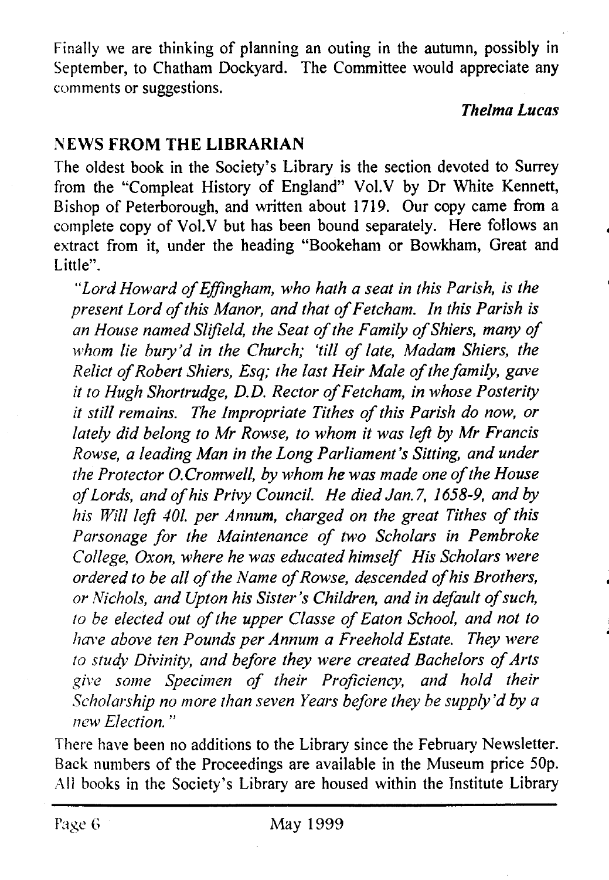Finally we are thinking of planning an outing in the autumn, possibly in September, to Chatham Dockyard. The Committee would appreciate any comments or suggestions.

*Thelma Lucas*

## NEWS FROM THE LIBRARIAN

The oldest book in the Society's Library is the section devoted to Surrey from the "Compleat History of England" Vol.V by Dr White Kennett, Bishop of Peterborough, and written about 1719. Our copy came from a complete copy of Vol.V but has been bound separately. Here follows an extract from it, under the heading "Bookeham or Bowkham, Great and Little".

> *"Lord Howard of Effingham, who hath a seat in this Parish, is the present Lord of this Manor, and that of Fetcham. In this Parish is an House named Slifield, the Seat of the Family of Shiers, many of whom lie bury'd in the Church; 'till of late, Madam Shiers, the Relict of Robert Shiers, Esq; the last Heir Male of the family, gave it to Hugh Shortrudge, D.D. Rector of Fetcham, in whose Posterity it still remains. The Impropriate Tithes of this Parish do now, or lately did belong to Mr Rowse, to whom it was left by Mr Francis Rowse, a leading Man in the Long Parliament's Sitting, and under the Protector O.Cromwell, by whom he was made one of the House of Lords, and of his Privy Council. He died Jan.7, 1658-9, and by his Will left 40l. per Annum, charged on the great Tithes of this Parsonage for the Maintenance of two Scholars in Pembroke College, Oxon, where he was educated himself His Scholars were ordered to be all of the Name of Rowse, descended of his Brothers, or Nichols, and Upton his Sister's Children, and in default of such, to be elected out of the upper Classe of Eaton School, and not to have above ten Pounds per Annum a Freehold Estate. They were to study Divinity, and before they were created Bachelors of Arts give some Specimen of their Proficiency, and hold their Scholarship no more than seven Years before they be supply'd by a new Election."*

There have been no additions to the Library since the February Newsletter. Back numbers of the Proceedings are available in the Museum price 50p. All books in the Society's Library are housed within the Institute Library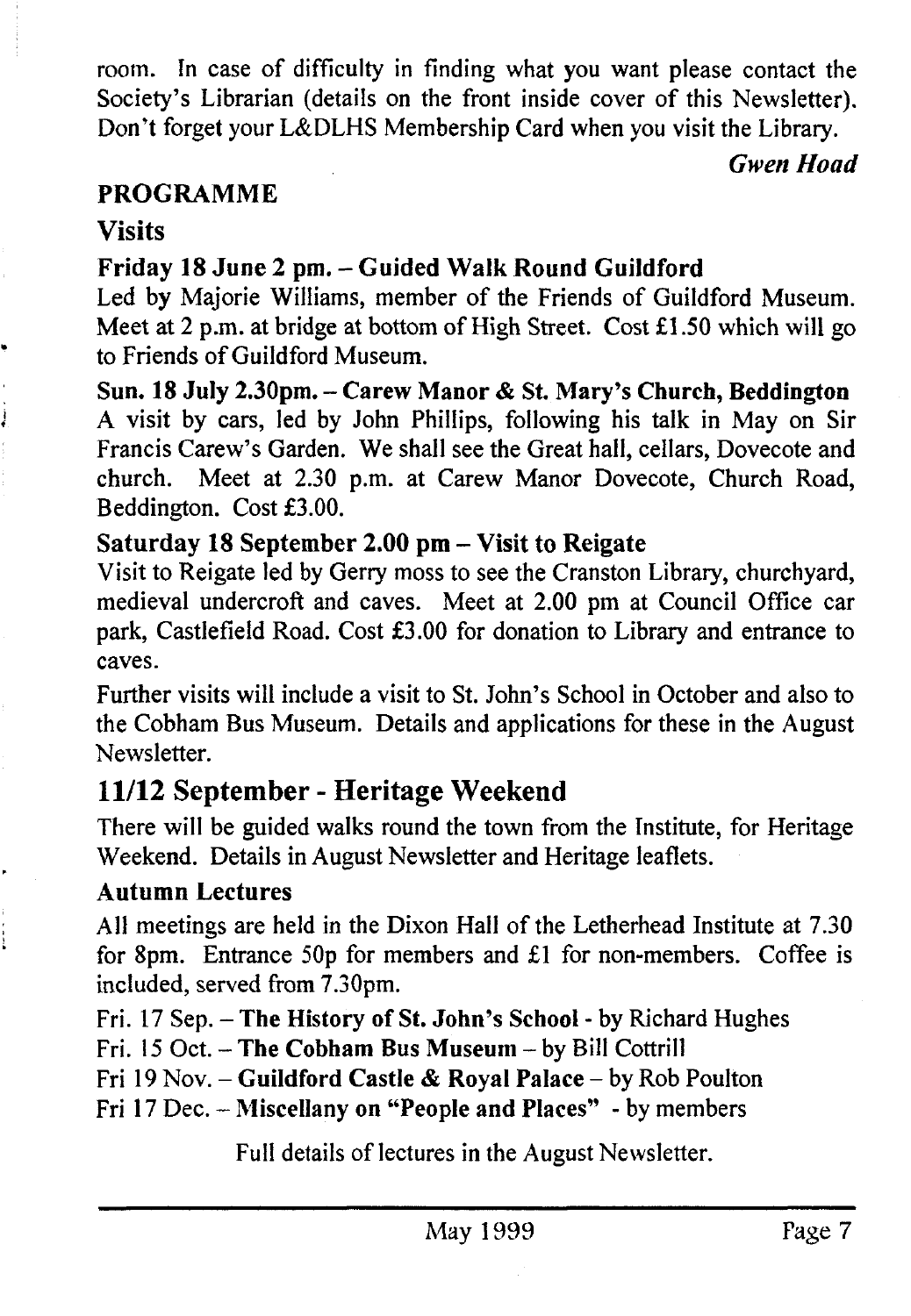room. In case of difficulty in finding what you want please contact the Society's Librarian (details on the front inside cover of this Newsletter). Don't forget your L&DLHS Membership Card when you visit the Library.

*Gwen Hoad*

## PROGRAMME

### Visits

**Friday 18 June 2 pm. – Guided Walk Round Guildford**

Led by Majorie Williams, member of the Friends of Guildford Museum. Meet at 2 p.m. at bridge at bottom of High Street. Cost £1.50 which will go to Friends of Guildford Museum.

**Sun. 18 July 2.30pm. – Carew Manor & St. Mary's Church, Beddington**

A visit by cars, led by John Phillips, following his talk in May on Sir Francis Carew's Garden. We shall see the Great hall, cellars, Dovecote and church. Meet at 2.30 p.m. at Carew Manor Dovecote, Church Road, Beddington. Cost £3.00.

**Saturday 18 September 2.00 pm – Visit to Reigate**

Visit to Reigate led by Gerry moss to see the Cranston Library, churchyard, medieval undercroft and caves. Meet at 2.00 pm at Council Office car park, Castlefield Road. Cost £3.00 for donation to Library and entrance to caves.

Further visits will include a visit to St. John's School in October and also to the Cobham Bus Museum. Details and applications for these in the August Newsletter.

## 11/12 September - Heritage Weekend

There will be guided walks round the town from the Institute, for Heritage Weekend. Details in August Newsletter and Heritage leaflets.

### Autumn Lectures

All meetings are held in the Dixon Hall of the Letherhead Institute at 7.30 for 8pm. Entrance 50p for members and £1 for non-members. Coffee is included, served from 7.30pm.

Fri. 17 Sep. – **The History of St. John's School** - by Richard Hughes

Fri. 15 Oct. – **The Cobham Bus Museum** – by Bill Cottrill

Fri 19 Nov. – **Guildford Castle & Royal Palace** – by Rob Poulton

Fri 17 Dec. – **Miscellany on "People and Places"** - by members

Full details of lectures in the August Newsletter.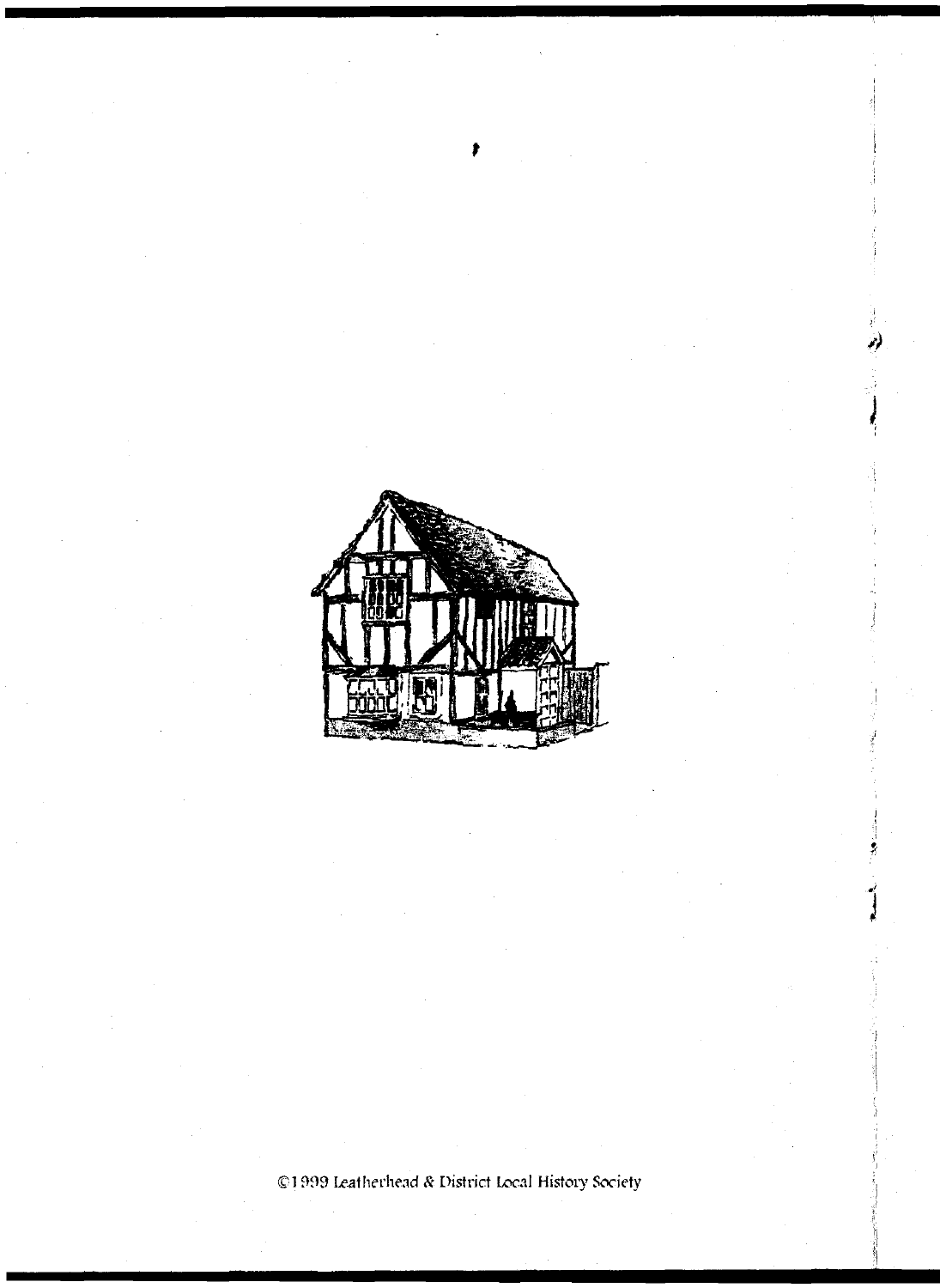©1999 Leatherhead & District Local History Society